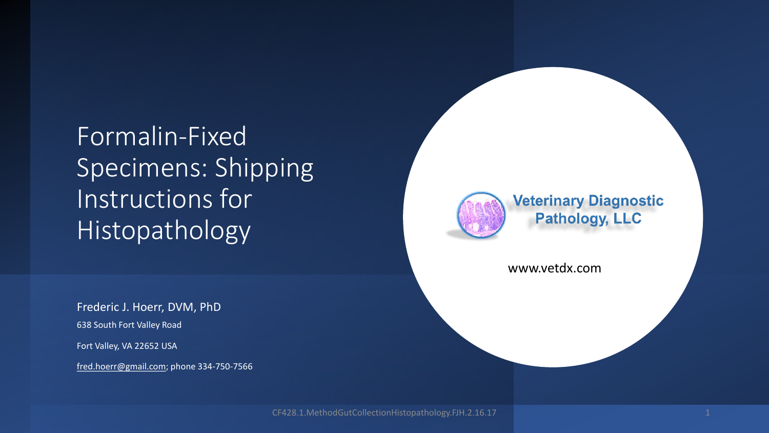# Formalin-Fixed Specimens: Shipping Instructions for Histopathology

Veterinary Diagnostic Pathology, LLC

www.vetdx.com

Frederic J. Hoerr, DVM, PhD

638 South Fort Valley Road

Fort Valley, VA 22652 USA

fred.hoerr@gmail.com; phone 334-750-7566

CF428.1.MethodGutCollectionHistopathology.FJH.2.16.17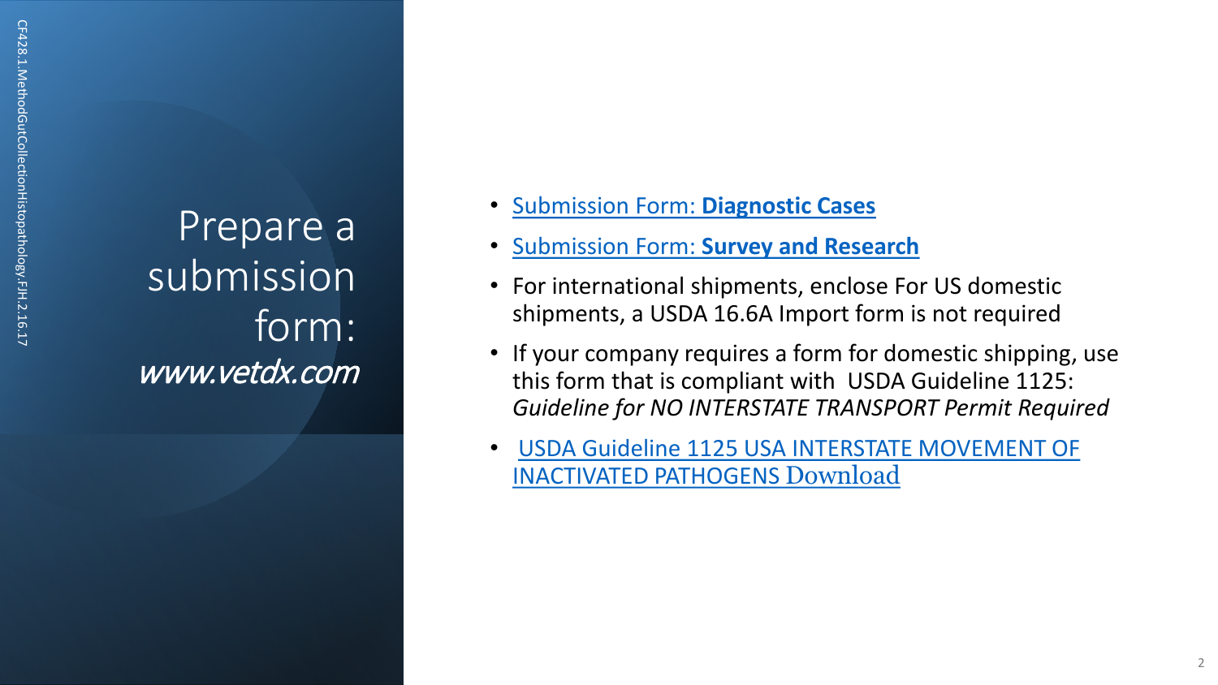# Prepare a submission form: *www.vetdx.com*

- Submission Form: **Diagnostic Cases**
- Submission Form: **Survey and Research**
- For international shipments, enclose For US domestic shipments, a USDA 16.6A Import form is not required
- If your company requires a form for domestic shipping, use this form that is compliant with USDA Guideline 1125: *Guideline for NO INTERSTATE TRANSPORT Permit Required*
- USDA Guideline 1125 USA INTERSTATE MOVEMENT OF INACTIVATED PATHOGENS Download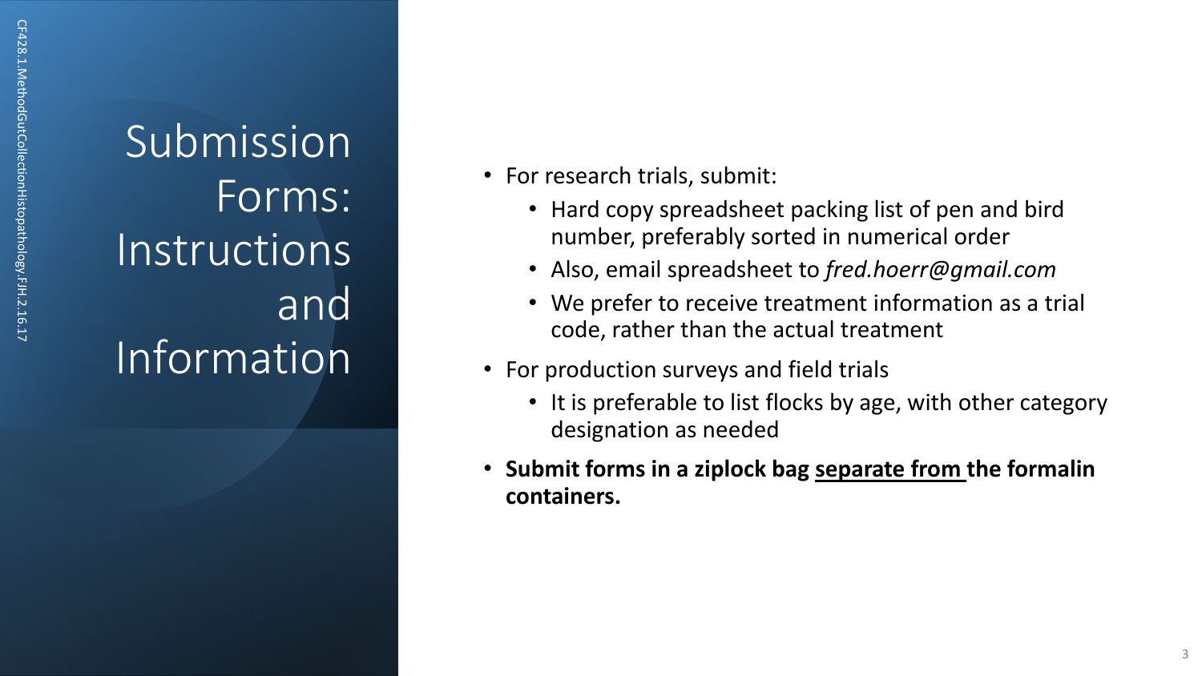# Submission Forms: Instructions and Information

- For research trials, submit:
  - Hard copy spreadsheet packing list of pen and bird number, preferably sorted in numerical order
  - Also, email spreadsheet to *fred.hoerr@gmail.com*
  - We prefer to receive treatment information as a trial code, rather than the actual treatment
- For production surveys and field trials
  - It is preferable to list flocks by age, with other category designation as needed
- **Submit forms in a ziplock bag <u>separate from</u> the formalin containers.**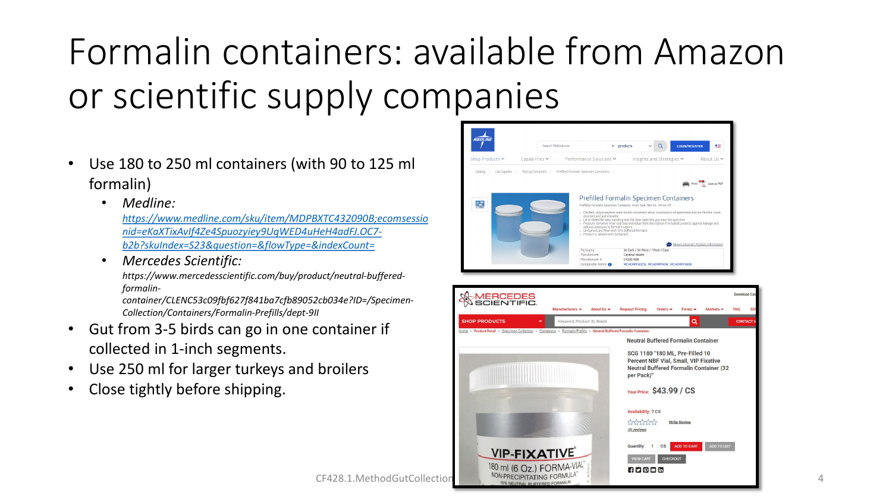# Formalin containers: available from Amazon or scientific supply companies

- Use 180 to 250 ml containers (with 90 to 125 ml formalin)
  - *Medline:* [https://www.medline.com/sku/item/MDPBXTC432090B;ecomsessionid=eKaXTixAvIf4Ze4Spuozyiey9UqWED4uHeH4adFJ.OC7-b2b?skuIndex=S23&question=&flowType=&indexCount=](https://www.medline.com/sku/item/MDPBXTC432090B;ecomsessionid=eKaXTixAvIf4Ze4Spuozyiey9UqWED4uHeH4adFJ.OC7-b2b?skuIndex=S23&question=&flowType=&indexCount=)
  - *Mercedes Scientific:* *https://www.mercedesscientific.com/buy/product/neutral-buffered-formalin-container/CLENC53c09fbf627f841ba7cfb89052cb034e?ID=/Specimen-Collection/Containers/Formalin-Prefills/dept-9II*
- Gut from 3-5 birds can go in one container if collected in 1-inch segments.
- Use 250 ml for larger turkeys and broilers
- Close tightly before shipping.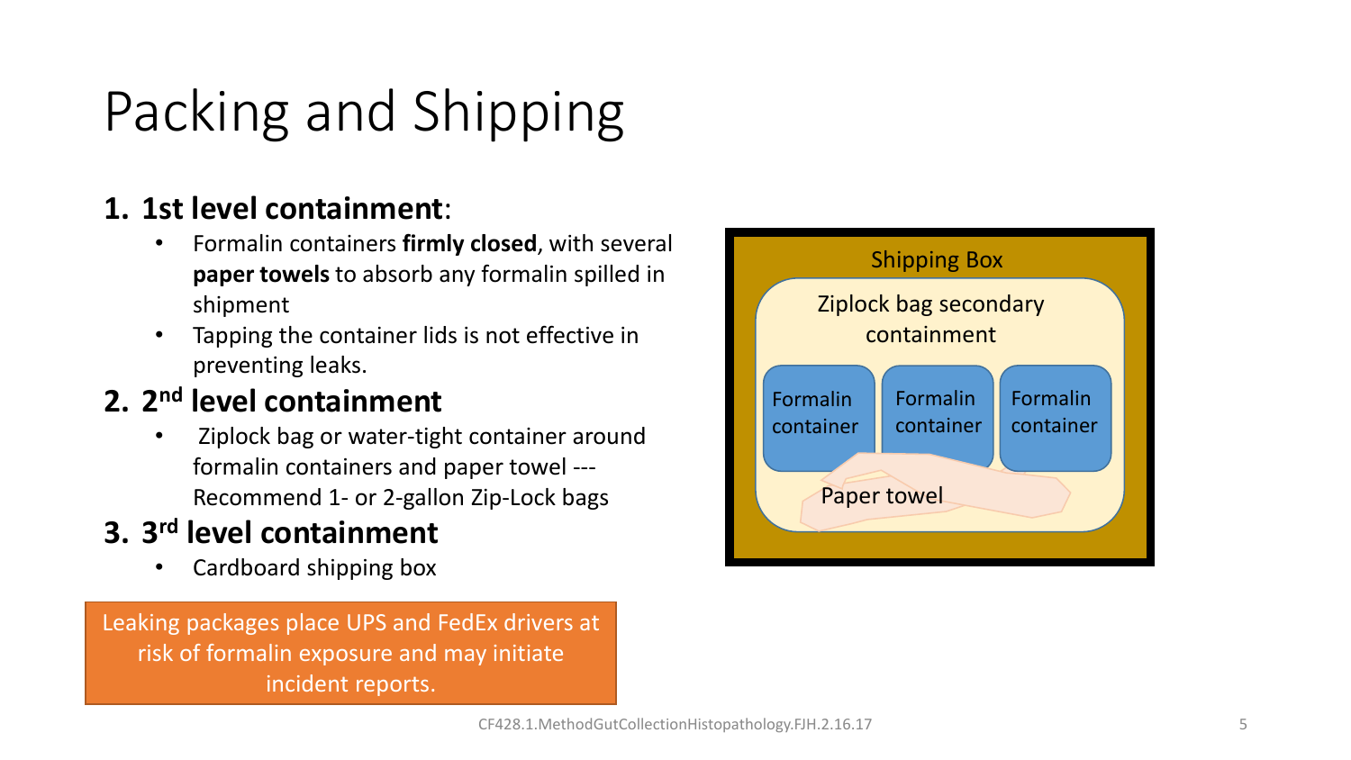# Packing and Shipping

1. **1st level containment**:
   - Formalin containers **firmly closed**, with several **paper towels** to absorb any formalin spilled in shipment
   - Tapping the container lids is not effective in preventing leaks.
2. **2nd level containment**
   - Ziplock bag or water-tight container around formalin containers and paper towel --- Recommend 1- or 2-gallon Zip-Lock bags
3. **3rd level containment**
   - Cardboard shipping box

Leaking packages place UPS and FedEx drivers at risk of formalin exposure and may initiate incident reports.

Shipping Box

Ziplock bag secondary containment

Formalin container

Formalin container

Formalin container

Paper towel

CF428.1.MethodGutCollectionHistopathology.FJH.2.16.17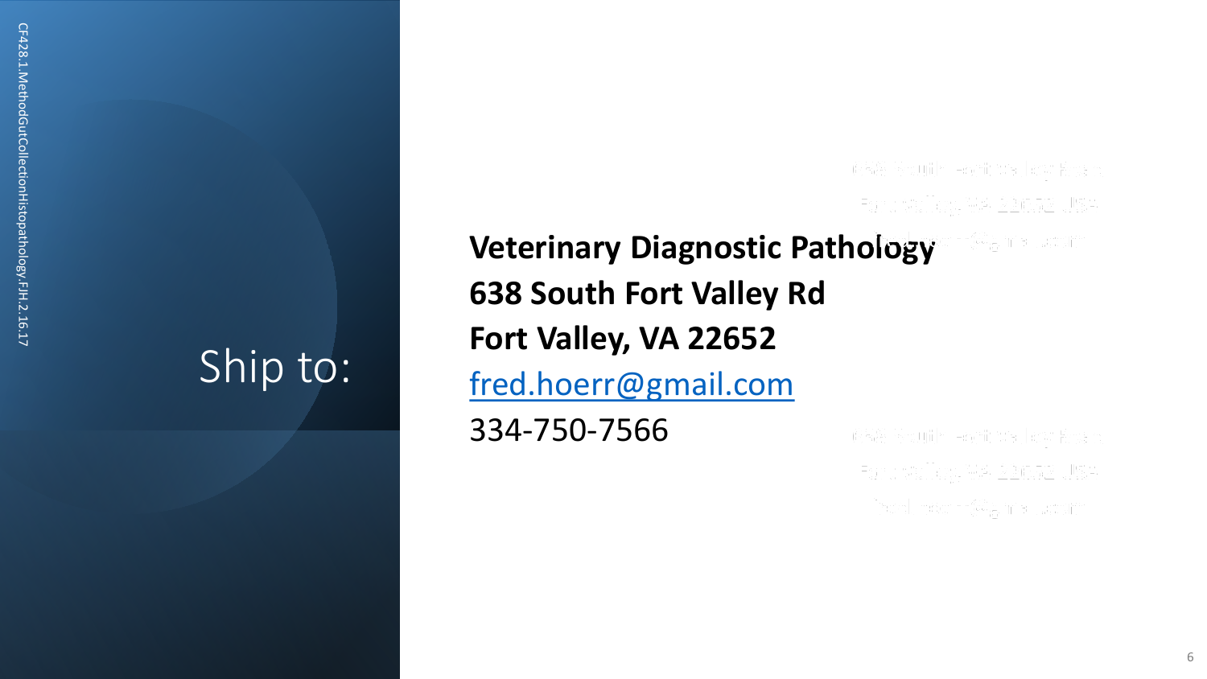# Ship to:

**Veterinary Diagnostic Pathology**
**638 South Fort Valley Rd**
**Fort Valley, VA 22652**
fred.hoerr@gmail.com
334-750-7566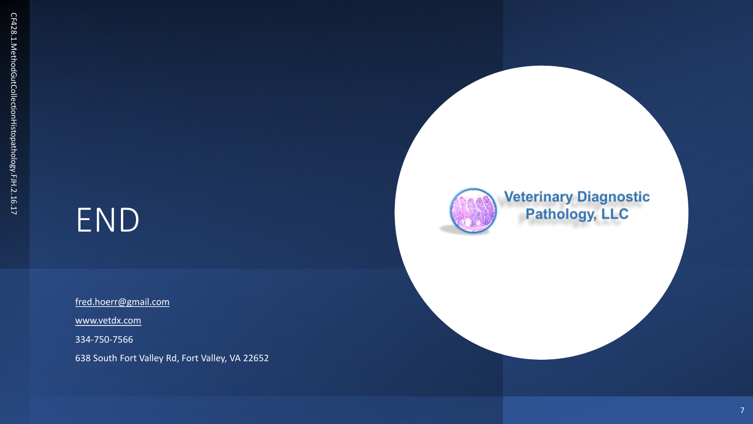# END

fred.hoerr@gmail.com

www.vetdx.com

334-750-7566

638 South Fort Valley Rd, Fort Valley, VA 22652

Veterinary Diagnostic Pathology, LLC

CF428.1.MethodGutCollectionHistopathology.FJH.2.16.17